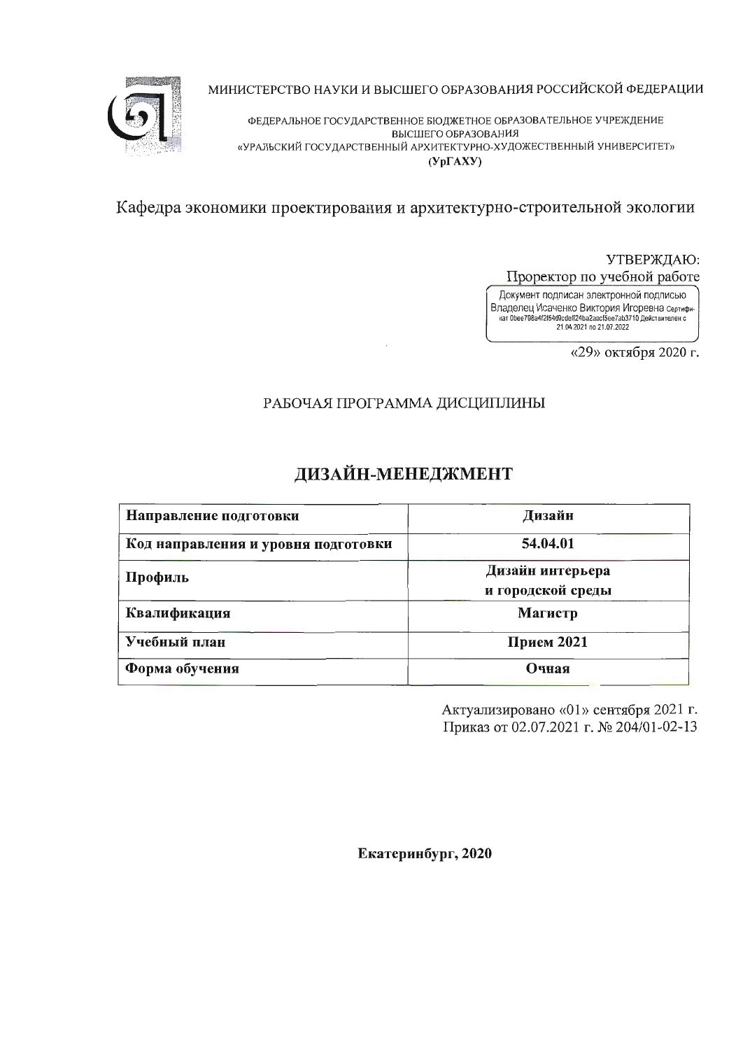МИНИСТЕРСТВО НАУКИ И ВЫСШЕГО ОБРАЗОВАНИЯ РОССИЙСКОЙ ФЕДЕРАЦИИ

ФЕДЕРАЛЬНОЕ ГОСУДАРСТВЕННОЕ БЮДЖЕТНОЕ ОБРАЗОВАТЕЛЬНОЕ УЧРЕЖДЕНИЕ ВЫСШЕГО ОБРАЗОВАНИЯ
«УРАЛЬСКИЙ ГОСУДАРСТВЕННЫЙ АРХИТЕКТУРНО-ХУДОЖЕСТВЕННЫЙ УНИВЕРСИТЕТ»
**(УрГАХУ)**

Кафедра экономики проектирования и архитектурно-строительной экологии

УТВЕРЖДАЮ:
Проректор по учебной работе

Документ подписан электронной подписью
Владелец Исаченко Виктория Игоревна Сертификат 0bee798a4f2f54d0cdeff24ba2aacf5ee7ab3710 Действителен с 21.04.2021 по 21.07.2022

«29» октября 2020 г.

РАБОЧАЯ ПРОГРАММА ДИСЦИПЛИНЫ

# ДИЗАЙН-МЕНЕДЖМЕНТ

| | |
|---|---|
| **Направление подготовки** | **Дизайн** |
| **Код направления и уровня подготовки** | **54.04.01** |
| **Профиль** | **Дизайн интерьера и городской среды** |
| **Квалификация** | **Магистр** |
| **Учебный план** | **Прием 2021** |
| **Форма обучения** | **Очная** |

Актуализировано «01» сентября 2021 г.
Приказ от 02.07.2021 г. № 204/01-02-13

**Екатеринбург, 2020**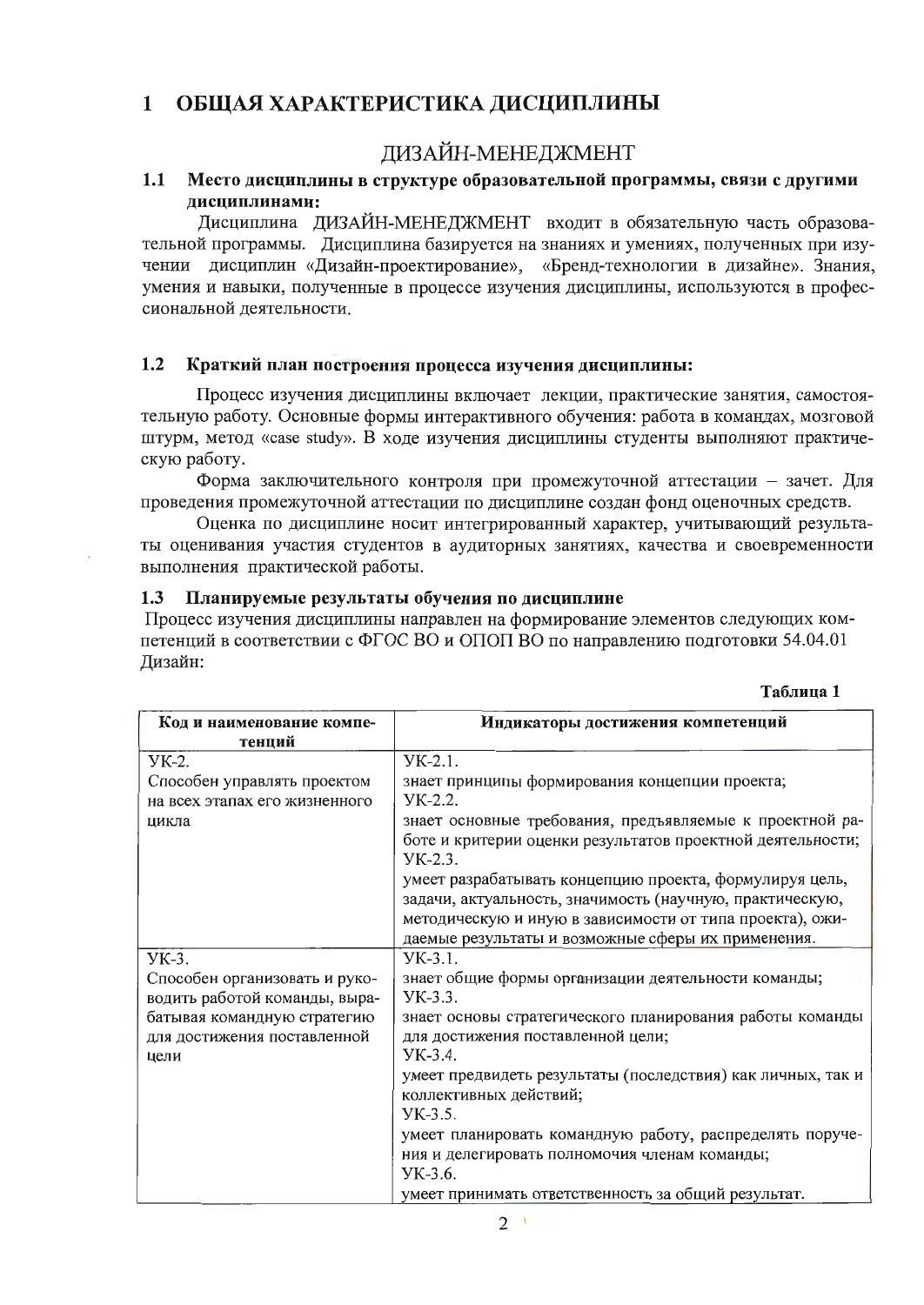# 1 ОБЩАЯ ХАРАКТЕРИСТИКА ДИСЦИПЛИНЫ

## ДИЗАЙН-МЕНЕДЖМЕНТ

### 1.1 Место дисциплины в структуре образовательной программы, связи с другими дисциплинами:

Дисциплина ДИЗАЙН-МЕНЕДЖМЕНТ входит в обязательную часть образовательной программы. Дисциплина базируется на знаниях и умениях, полученных при изучении дисциплин «Дизайн-проектирование», «Бренд-технологии в дизайне». Знания, умения и навыки, полученные в процессе изучения дисциплины, используются в профессиональной деятельности.

### 1.2 Краткий план построения процесса изучения дисциплины:

Процесс изучения дисциплины включает лекции, практические занятия, самостоятельную работу. Основные формы интерактивного обучения: работа в командах, мозговой штурм, метод «case study». В ходе изучения дисциплины студенты выполняют практическую работу.

Форма заключительного контроля при промежуточной аттестации – зачет. Для проведения промежуточной аттестации по дисциплине создан фонд оценочных средств.

Оценка по дисциплине носит интегрированный характер, учитывающий результаты оценивания участия студентов в аудиторных занятиях, качества и своевременности выполнения практической работы.

### 1.3 Планируемые результаты обучения по дисциплине

Процесс изучения дисциплины направлен на формирование элементов следующих компетенций в соответствии с ФГОС ВО и ОПОП ВО по направлению подготовки 54.04.01 Дизайн:

**Таблица 1**

| Код и наименование компетенций | Индикаторы достижения компетенций |
|---|---|
| УК-2.<br>Способен управлять проектом на всех этапах его жизненного цикла | УК-2.1.<br>знает принципы формирования концепции проекта;<br>УК-2.2.<br>знает основные требования, предъявляемые к проектной работе и критерии оценки результатов проектной деятельности;<br>УК-2.3.<br>умеет разрабатывать концепцию проекта, формулируя цель, задачи, актуальность, значимость (научную, практическую, методическую и иную в зависимости от типа проекта), ожидаемые результаты и возможные сферы их применения. |
| УК-3.<br>Способен организовать и руководить работой команды, вырабатывая командную стратегию для достижения поставленной цели | УК-3.1.<br>знает общие формы организации деятельности команды;<br>УК-3.3.<br>знает основы стратегического планирования работы команды для достижения поставленной цели;<br>УК-3.4.<br>умеет предвидеть результаты (последствия) как личных, так и коллективных действий;<br>УК-3.5.<br>умеет планировать командную работу, распределять поручения и делегировать полномочия членам команды;<br>УК-3.6.<br>умеет принимать ответственность за общий результат. |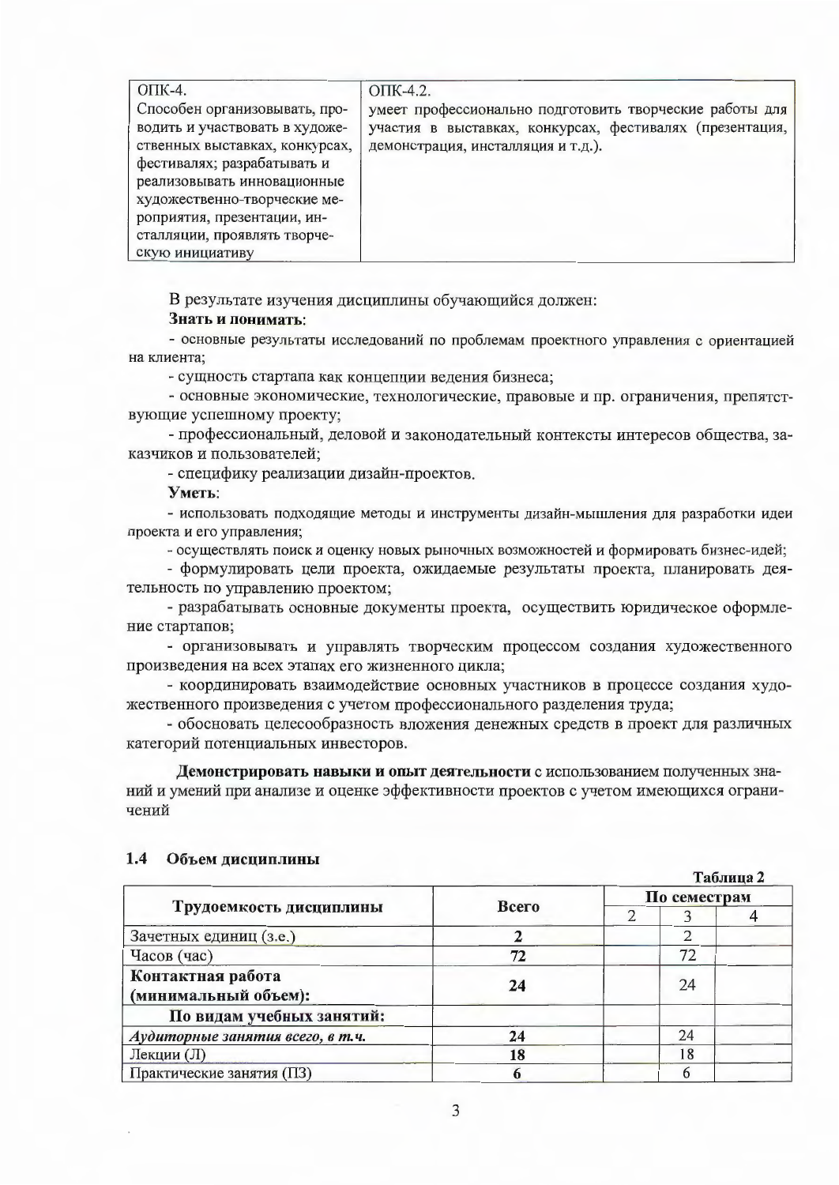| ОПК-4. Способен организовывать, проводить и участвовать в художественных выставках, конкурсах, фестивалях; разрабатывать и реализовывать инновационные художественно-творческие мероприятия, презентации, инсталляции, проявлять творческую инициативу | ОПК-4.2. умеет профессионально подготовить творческие работы для участия в выставках, конкурсах, фестивалях (презентация, демонстрация, инсталляция и т.д.). |
|---|---|

В результате изучения дисциплины обучающийся должен:

**Знать и понимать**:

- основные результаты исследований по проблемам проектного управления с ориентацией на клиента;
- сущность стартапа как концепции ведения бизнеса;
- основные экономические, технологические, правовые и пр. ограничения, препятствующие успешному проекту;
- профессиональный, деловой и законодательный контексты интересов общества, заказчиков и пользователей;
- специфику реализации дизайн-проектов.

**Уметь**:

- использовать подходящие методы и инструменты дизайн-мышления для разработки идеи проекта и его управления;
- осуществлять поиск и оценку новых рыночных возможностей и формировать бизнес-идей;
- формулировать цели проекта, ожидаемые результаты проекта, планировать деятельность по управлению проектом;
- разрабатывать основные документы проекта, осуществить юридическое оформление стартапов;
- организовывать и управлять творческим процессом создания художественного произведения на всех этапах его жизненного цикла;
- координировать взаимодействие основных участников в процессе создания художественного произведения с учетом профессионального разделения труда;
- обосновать целесообразность вложения денежных средств в проект для различных категорий потенциальных инвесторов.

**Демонстрировать навыки и опыт деятельности** с использованием полученных знаний и умений при анализе и оценке эффективности проектов с учетом имеющихся ограничений

### 1.4 Объем дисциплины

Таблица 2

| Трудоемкость дисциплины | Всего | По семестрам | | |
|---|---|---|---|---|
| | | 2 | 3 | 4 |
| Зачетных единиц (з.е.) | **2** | | 2 | |
| Часов (час) | **72** | | 72 | |
| **Контактная работа (минимальный объем):** | **24** | | 24 | |
| **По видам учебных занятий:** | | | | |
| ***Аудиторные занятия всего, в т.ч.*** | **24** | | 24 | |
| Лекции (Л) | **18** | | 18 | |
| Практические занятия (ПЗ) | **6** | | 6 | |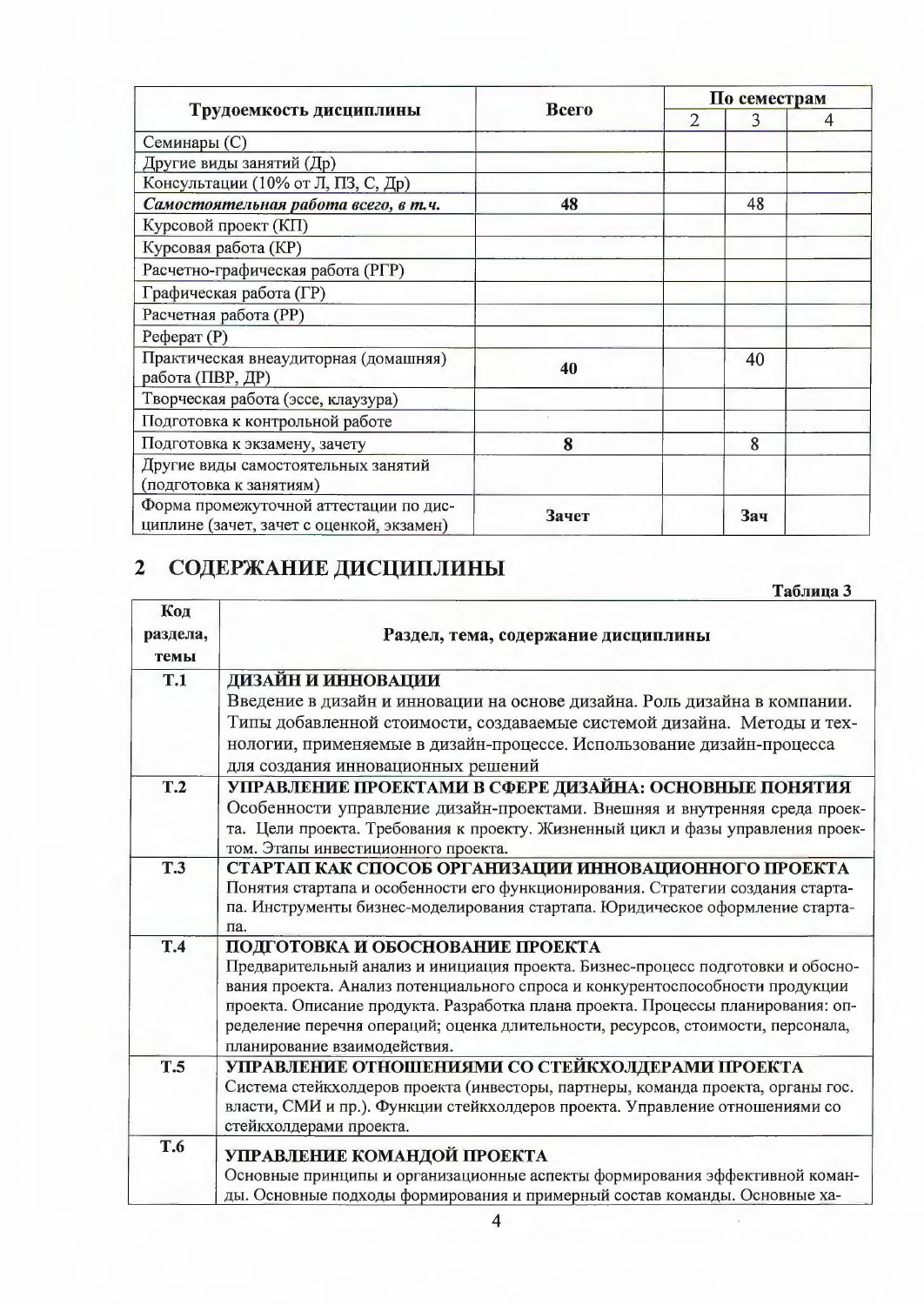| Трудоемкость дисциплины | Всего | По семестрам | | |
|---|---|---|---|---|
| | | 2 | 3 | 4 |
| Семинары (С) | | | | |
| Другие виды занятий (Др) | | | | |
| Консультации (10% от Л, ПЗ, С, Др) | | | | |
| ***Самостоятельная работа всего, в т.ч.*** | **48** | | 48 | |
| Курсовой проект (КП) | | | | |
| Курсовая работа (КР) | | | | |
| Расчетно-графическая работа (РГР) | | | | |
| Графическая работа (ГР) | | | | |
| Расчетная работа (РР) | | | | |
| Реферат (Р) | | | | |
| Практическая внеаудиторная (домашняя) работа (ПВР, ДР) | 40 | | 40 | |
| Творческая работа (эссе, клаузура) | | | | |
| Подготовка к контрольной работе | | | | |
| Подготовка к экзамену, зачету | 8 | | 8 | |
| Другие виды самостоятельных занятий (подготовка к занятиям) | | | | |
| Форма промежуточной аттестации по дисциплине (зачет, зачет с оценкой, экзамен) | **Зачет** | | **Зач** | |

## 2 СОДЕРЖАНИЕ ДИСЦИПЛИНЫ

**Таблица 3**

| Код раздела, темы | Раздел, тема, содержание дисциплины |
|---|---|
| **Т.1** | **ДИЗАЙН И ИННОВАЦИИ**<br>Введение в дизайн и инновации на основе дизайна. Роль дизайна в компании. Типы добавленной стоимости, создаваемые системой дизайна. Методы и технологии, применяемые в дизайн-процессе. Использование дизайн-процесса для создания инновационных решений |
| **Т.2** | **УПРАВЛЕНИЕ ПРОЕКТАМИ В СФЕРЕ ДИЗАЙНА: ОСНОВНЫЕ ПОНЯТИЯ**<br>Особенности управление дизайн-проектами. Внешняя и внутренняя среда проекта. Цели проекта. Требования к проекту. Жизненный цикл и фазы управления проектом. Этапы инвестиционного проекта. |
| **Т.3** | **СТАРТАП КАК СПОСОБ ОРГАНИЗАЦИИ ИННОВАЦИОННОГО ПРОЕКТА**<br>Понятия стартапа и особенности его функционирования. Стратегии создания стартапа. Инструменты бизнес-моделирования стартапа. Юридическое оформление стартапа. |
| **Т.4** | **ПОДГОТОВКА И ОБОСНОВАНИЕ ПРОЕКТА**<br>Предварительный анализ и инициация проекта. Бизнес-процесс подготовки и обоснования проекта. Анализ потенциального спроса и конкурентоспособности продукции проекта. Описание продукта. Разработка плана проекта. Процессы планирования: определение перечня операций; оценка длительности, ресурсов, стоимости, персонала, планирование взаимодействия. |
| **Т.5** | **УПРАВЛЕНИЕ ОТНОШЕНИЯМИ СО СТЕЙКХОЛДЕРАМИ ПРОЕКТА**<br>Система стейкхолдеров проекта (инвесторы, партнеры, команда проекта, органы гос. власти, СМИ и пр.). Функции стейкхолдеров проекта. Управление отношениями со стейкхолдерами проекта. |
| **Т.6** | **УПРАВЛЕНИЕ КОМАНДОЙ ПРОЕКТА**<br>Основные принципы и организационные аспекты формирования эффективной команды. Основные подходы формирования и примерный состав команды. Основные ха- |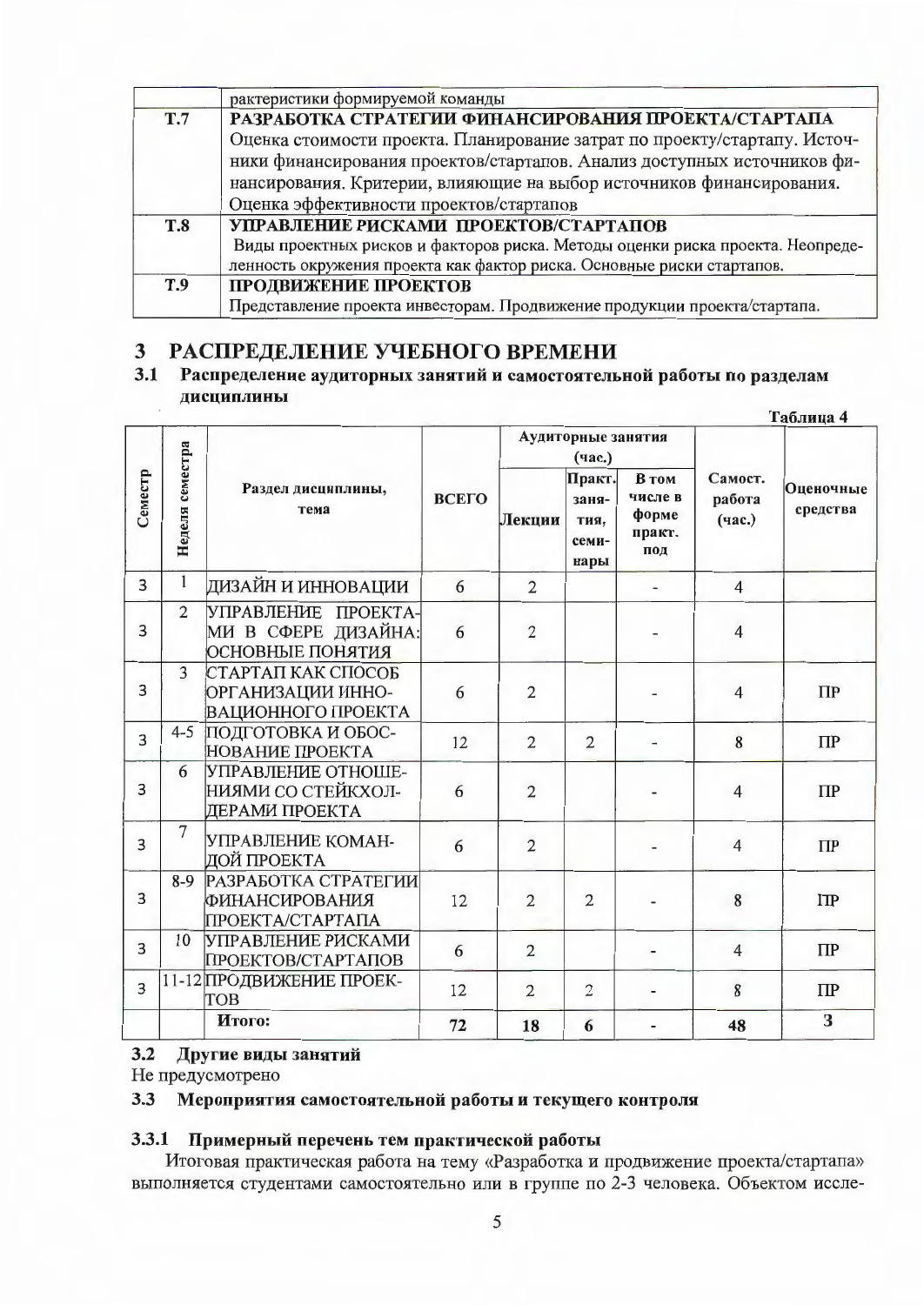| | рактеристики формируемой команды |
|---|---|
| **Т.7** | **РАЗРАБОТКА СТРАТЕГИИ ФИНАНСИРОВАНИЯ ПРОЕКТА/СТАРТАПА**<br>Оценка стоимости проекта. Планирование затрат по проекту/стартапу. Источники финансирования проектов/стартапов. Анализ доступных источников финансирования. Критерии, влияющие на выбор источников финансирования. Оценка эффективности проектов/стартапов |
| **Т.8** | **УПРАВЛЕНИЕ РИСКАМИ ПРОЕКТОВ/СТАРТАПОВ**<br>Виды проектных рисков и факторов риска. Методы оценки риска проекта. Неопределенность окружения проекта как фактор риска. Основные риски стартапов. |
| **Т.9** | **ПРОДВИЖЕНИЕ ПРОЕКТОВ**<br>Представление проекта инвесторам. Продвижение продукции проекта/стартапа. |

# 3 РАСПРЕДЕЛЕНИЕ УЧЕБНОГО ВРЕМЕНИ

## 3.1 Распределение аудиторных занятий и самостоятельной работы по разделам дисциплины

Таблица 4

| Семестр | Неделя семестра | Раздел дисциплины, тема | ВСЕГО | Аудиторные занятия (час.) | | | Самост. работа (час.) | Оценочные средства |
|---|---|---|---|---|---|---|---|---|
| | | | | Лекции | Практ. занятия, семинары | В том числе в форме практ. под | | |
| 3 | 1 | ДИЗАЙН И ИННОВАЦИИ | 6 | 2 | | - | 4 | |
| 3 | 2 | УПРАВЛЕНИЕ ПРОЕКТАМИ В СФЕРЕ ДИЗАЙНА: ОСНОВНЫЕ ПОНЯТИЯ | 6 | 2 | | - | 4 | |
| 3 | 3 | СТАРТАП КАК СПОСОБ ОРГАНИЗАЦИИ ИННОВАЦИОННОГО ПРОЕКТА | 6 | 2 | | - | 4 | ПР |
| 3 | 4-5 | ПОДГОТОВКА И ОБОСНОВАНИЕ ПРОЕКТА | 12 | 2 | 2 | - | 8 | ПР |
| 3 | 6 | УПРАВЛЕНИЕ ОТНОШЕНИЯМИ СО СТЕЙКХОЛДЕРАМИ ПРОЕКТА | 6 | 2 | | - | 4 | ПР |
| 3 | 7 | УПРАВЛЕНИЕ КОМАНДОЙ ПРОЕКТА | 6 | 2 | | - | 4 | ПР |
| 3 | 8-9 | РАЗРАБОТКА СТРАТЕГИИ ФИНАНСИРОВАНИЯ ПРОЕКТА/СТАРТАПА | 12 | 2 | 2 | - | 8 | ПР |
| 3 | 10 | УПРАВЛЕНИЕ РИСКАМИ ПРОЕКТОВ/СТАРТАПОВ | 6 | 2 | | - | 4 | ПР |
| 3 | 11-12 | ПРОДВИЖЕНИЕ ПРОЕКТОВ | 12 | 2 | 2 | - | 8 | ПР |
| | | **Итого:** | **72** | **18** | **6** | - | **48** | **З** |

## 3.2 Другие виды занятий

Не предусмотрено

## 3.3 Мероприятия самостоятельной работы и текущего контроля

### 3.3.1 Примерный перечень тем практической работы

Итоговая практическая работа на тему «Разработка и продвижение проекта/стартапа» выполняется студентами самостоятельно или в группе по 2-3 человека. Объектом иссле-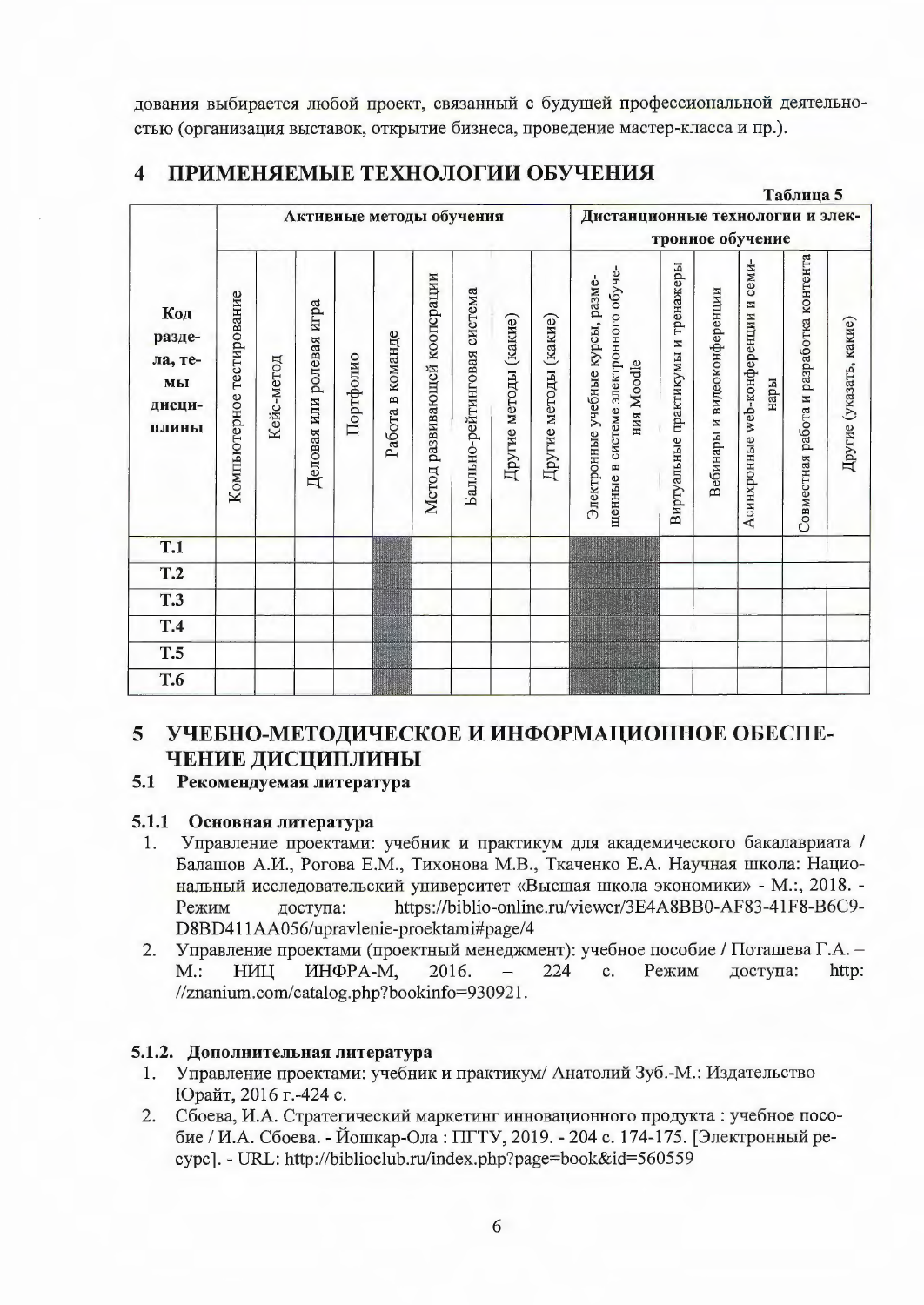дования выбирается любой проект, связанный с будущей профессиональной деятельностью (организация выставок, открытие бизнеса, проведение мастер-класса и пр.).

# 4 ПРИМЕНЯЕМЫЕ ТЕХНОЛОГИИ ОБУЧЕНИЯ

Таблица 5

| Код раздела, темы дисциплины | Активные методы обучения | | | | | | | | | Дистанционные технологии и электронное обучение | | | | | |
|---|---|---|---|---|---|---|---|---|---|---|---|---|---|---|---|
| | Компьютерное тестирование | Кейс-метод | Деловая или ролевая игра | Портфолио | Работа в команде | Метод развивающей кооперации | Балльно-рейтинговая система | Другие методы (какие) | Другие методы (какие) | Электронные учебные курсы, размещенные в системе электронного обучения Moodle | Виртуальные практикумы и тренажеры | Вебинары и видеоконференции | Асинхронные web-конференции и семинары | Совместная работа и разработка контента | Другие (указать, какие) |
| **Т.1** | | | | | | | | | | | | | | | |
| **Т.2** | | | | | | | | | | | | | | | |
| **Т.3** | | | | | | | | | | | | | | | |
| **Т.4** | | | | | | | | | | | | | | | |
| **Т.5** | | | | | | | | | | | | | | | |
| **Т.6** | | | | | | | | | | | | | | | |

# 5 УЧЕБНО-МЕТОДИЧЕСКОЕ И ИНФОРМАЦИОННОЕ ОБЕСПЕЧЕНИЕ ДИСЦИПЛИНЫ

## 5.1 Рекомендуемая литература

### 5.1.1 Основная литература

1. Управление проектами: учебник и практикум для академического бакалавриата / Балашов А.И., Рогова Е.М., Тихонова М.В., Ткаченко Е.А. Научная школа: Национальный исследовательский университет «Высшая школа экономики» - М.:, 2018. - Режим доступа: https://biblio-online.ru/viewer/3E4A8BB0-AF83-41F8-B6C9-D8BD411AA056/upravlenie-proektami#page/4
2. Управление проектами (проектный менеджмент): учебное пособие / Поташева Г.А. – М.: НИЦ ИНФРА-М, 2016. – 224 с. Режим доступа: http: //znanium.com/catalog.php?bookinfo=930921.

### 5.1.2. Дополнительная литература

1. Управление проектами: учебник и практикум/ Анатолий Зуб.-М.: Издательство Юрайт, 2016 г.-424 с.
2. Сбоева, И.А. Стратегический маркетинг инновационного продукта : учебное пособие / И.А. Сбоева. - Йошкар-Ола : ПГТУ, 2019. - 204 с. 174-175. [Электронный ресурс]. - URL: http://biblioclub.ru/index.php?page=book&id=560559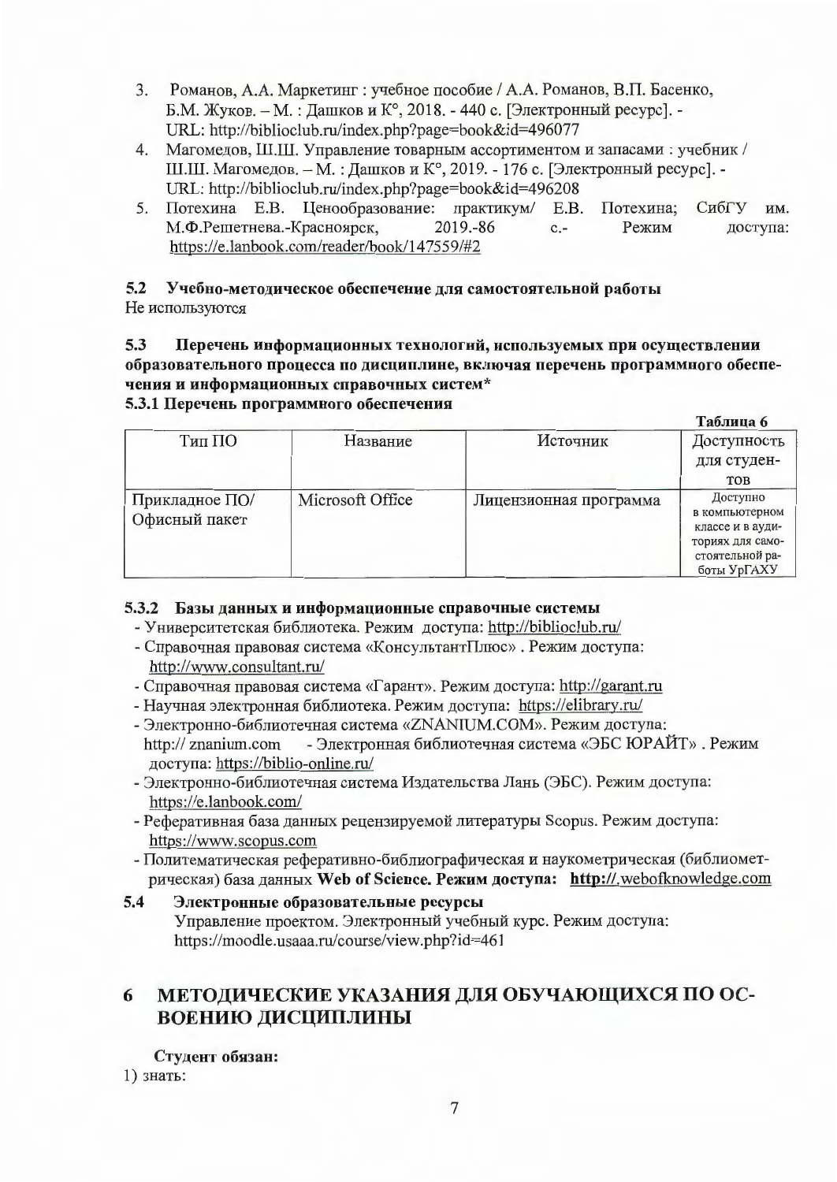3. Романов, А.А. Маркетинг : учебное пособие / А.А. Романов, В.П. Басенко, Б.М. Жуков. – М. : Дашков и К°, 2018. - 440 с. [Электронный ресурс]. - URL: http://biblioclub.ru/index.php?page=book&id=496077
4. Магомедов, Ш.Ш. Управление товарным ассортиментом и запасами : учебник / Ш.Ш. Магомедов. – М. : Дашков и К°, 2019. - 176 с. [Электронный ресурс]. - URL: http://biblioclub.ru/index.php?page=book&id=496208
5. Потехина Е.В. Ценообразование: практикум/ Е.В. Потехина; СибГУ им. М.Ф.Решетнева.-Красноярск, 2019.-86 с.- Режим доступа: https://e.lanbook.com/reader/book/147559/#2

### 5.2 Учебно-методическое обеспечение для самостоятельной работы

Не используются

### 5.3 Перечень информационных технологий, используемых при осуществлении образовательного процесса по дисциплине, включая перечень программного обеспечения и информационных справочных систем*

#### 5.3.1 Перечень программного обеспечения

Таблица 6

| Тип ПО | Название | Источник | Доступность для студентов |
|---|---|---|---|
| Прикладное ПО/ Офисный пакет | Microsoft Office | Лицензионная программа | Доступно в компьютерном классе и в аудиториях для самостоятельной работы УрГАХУ |

#### 5.3.2 Базы данных и информационные справочные системы

- Университетская библиотека. Режим доступа: http://biblioclub.ru/
- Справочная правовая система «КонсультантПлюс» . Режим доступа: http://www.consultant.ru/
- Справочная правовая система «Гарант». Режим доступа: http://garant.ru
- Научная электронная библиотека. Режим доступа: https://elibrary.ru/
- Электронно-библиотечная система «ZNANIUM.COM». Режим доступа: http:// znanium.com - Электронная библиотечная система «ЭБС ЮРАЙТ» . Режим доступа: https://biblio-online.ru/
- Электронно-библиотечная система Издательства Лань (ЭБС). Режим доступа: https://e.lanbook.com/
- Реферативная база данных рецензируемой литературы Scopus. Режим доступа: https://www.scopus.com
- Политематическая реферативно-библиографическая и наукометрическая (библиометрическая) база данных **Web of Science. Режим доступа: http://.webofknowledge.com**

### 5.4 Электронные образовательные ресурсы

Управление проектом. Электронный учебный курс. Режим доступа: https://moodle.usaaa.ru/course/view.php?id=461

# 6 МЕТОДИЧЕСКИЕ УКАЗАНИЯ ДЛЯ ОБУЧАЮЩИХСЯ ПО ОСВОЕНИЮ ДИСЦИПЛИНЫ

**Студент обязан:**

1) знать: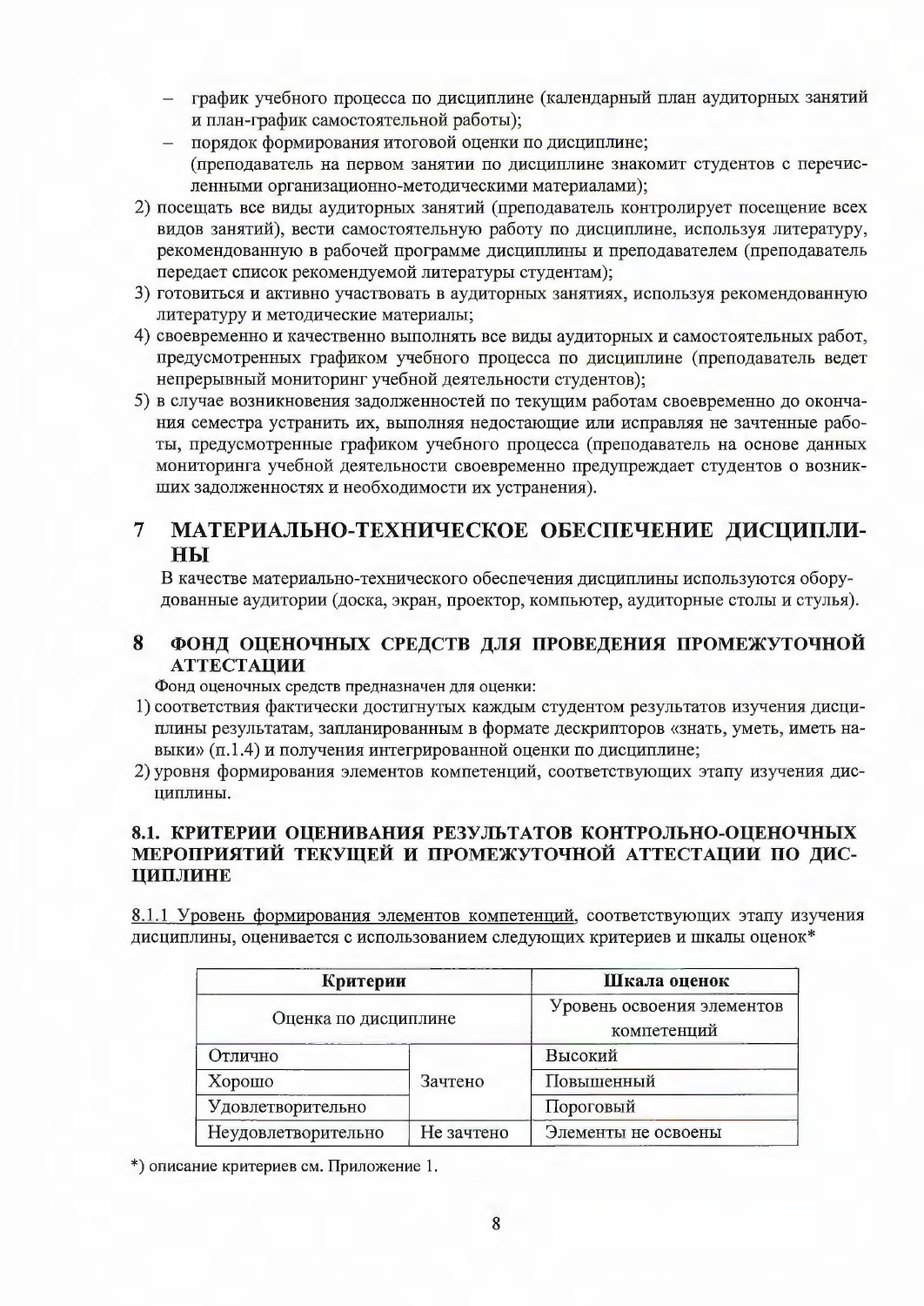- график учебного процесса по дисциплине (календарный план аудиторных занятий и план-график самостоятельной работы);
- порядок формирования итоговой оценки по дисциплине;
  (преподаватель на первом занятии по дисциплине знакомит студентов с перечисленными организационно-методическими материалами);

2) посещать все виды аудиторных занятий (преподаватель контролирует посещение всех видов занятий), вести самостоятельную работу по дисциплине, используя литературу, рекомендованную в рабочей программе дисциплины и преподавателем (преподаватель передает список рекомендуемой литературы студентам);
3) готовиться и активно участвовать в аудиторных занятиях, используя рекомендованную литературу и методические материалы;
4) своевременно и качественно выполнять все виды аудиторных и самостоятельных работ, предусмотренных графиком учебного процесса по дисциплине (преподаватель ведет непрерывный мониторинг учебной деятельности студентов);
5) в случае возникновения задолженностей по текущим работам своевременно до окончания семестра устранить их, выполняя недостающие или исправляя не зачтенные работы, предусмотренные графиком учебного процесса (преподаватель на основе данных мониторинга учебной деятельности своевременно предупреждает студентов о возникших задолженностях и необходимости их устранения).

# 7 МАТЕРИАЛЬНО-ТЕХНИЧЕСКОЕ ОБЕСПЕЧЕНИЕ ДИСЦИПЛИНЫ

В качестве материально-технического обеспечения дисциплины используются оборудованные аудитории (доска, экран, проектор, компьютер, аудиторные столы и стулья).

# 8 ФОНД ОЦЕНОЧНЫХ СРЕДСТВ ДЛЯ ПРОВЕДЕНИЯ ПРОМЕЖУТОЧНОЙ АТТЕСТАЦИИ

Фонд оценочных средств предназначен для оценки:

1) соответствия фактически достигнутых каждым студентом результатов изучения дисциплины результатам, запланированным в формате дескрипторов «знать, уметь, иметь навыки» (п.1.4) и получения интегрированной оценки по дисциплине;
2) уровня формирования элементов компетенций, соответствующих этапу изучения дисциплины.

## 8.1. КРИТЕРИИ ОЦЕНИВАНИЯ РЕЗУЛЬТАТОВ КОНТРОЛЬНО-ОЦЕНОЧНЫХ МЕРОПРИЯТИЙ ТЕКУЩЕЙ И ПРОМЕЖУТОЧНОЙ АТТЕСТАЦИИ ПО ДИСЦИПЛИНЕ

8.1.1 Уровень формирования элементов компетенций, соответствующих этапу изучения дисциплины, оценивается с использованием следующих критериев и шкалы оценок*

| Критерии | | Шкала оценок |
|---|---|---|
| Оценка по дисциплине | | Уровень освоения элементов компетенций |
| Отлично | Зачтено | Высокий |
| Хорошо | | Повышенный |
| Удовлетворительно | | Пороговый |
| Неудовлетворительно | Не зачтено | Элементы не освоены |

*) описание критериев см. Приложение 1.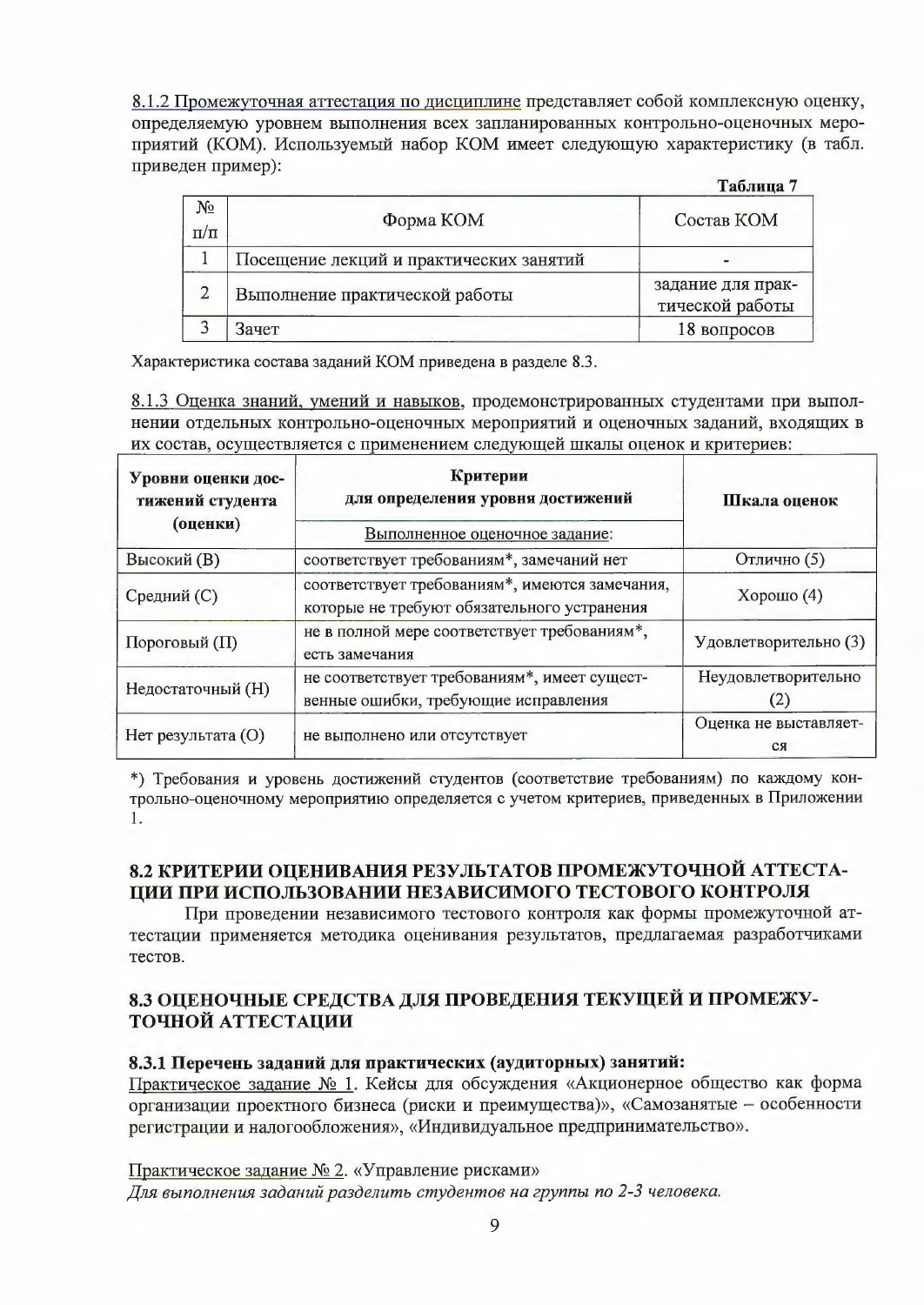8.1.2 Промежуточная аттестация по дисциплине представляет собой комплексную оценку, определяемую уровнем выполнения всех запланированных контрольно-оценочных мероприятий (КОМ). Используемый набор КОМ имеет следующую характеристику (в табл. приведен пример):

**Таблица 7**

| № п/п | Форма КОМ | Состав КОМ |
|---|---|---|
| 1 | Посещение лекций и практических занятий | - |
| 2 | Выполнение практической работы | задание для практической работы |
| 3 | Зачет | 18 вопросов |

Характеристика состава заданий КОМ приведена в разделе 8.3.

8.1.3 Оценка знаний, умений и навыков, продемонстрированных студентами при выполнении отдельных контрольно-оценочных мероприятий и оценочных заданий, входящих в их состав, осуществляется с применением следующей шкалы оценок и критериев:

| **Уровни оценки достижений студента (оценки)** | **Критерии для определения уровня достижений** | **Шкала оценок** |
|---|---|---|
| | Выполненное оценочное задание: | |
| Высокий (В) | соответствует требованиям*, замечаний нет | Отлично (5) |
| Средний (С) | соответствует требованиям*, имеются замечания, которые не требуют обязательного устранения | Хорошо (4) |
| Пороговый (П) | не в полной мере соответствует требованиям*, есть замечания | Удовлетворительно (3) |
| Недостаточный (Н) | не соответствует требованиям*, имеет существенные ошибки, требующие исправления | Неудовлетворительно (2) |
| Нет результата (О) | не выполнено или отсутствует | Оценка не выставляется |

*) Требования и уровень достижений студентов (соответствие требованиям) по каждому контрольно-оценочному мероприятию определяется с учетом критериев, приведенных в Приложении 1.

## 8.2 КРИТЕРИИ ОЦЕНИВАНИЯ РЕЗУЛЬТАТОВ ПРОМЕЖУТОЧНОЙ АТТЕСТАЦИИ ПРИ ИСПОЛЬЗОВАНИИ НЕЗАВИСИМОГО ТЕСТОВОГО КОНТРОЛЯ

При проведении независимого тестового контроля как формы промежуточной аттестации применяется методика оценивания результатов, предлагаемая разработчиками тестов.

## 8.3 ОЦЕНОЧНЫЕ СРЕДСТВА ДЛЯ ПРОВЕДЕНИЯ ТЕКУЩЕЙ И ПРОМЕЖУТОЧНОЙ АТТЕСТАЦИИ

### 8.3.1 Перечень заданий для практических (аудиторных) занятий:

Практическое задание № 1. Кейсы для обсуждения «Акционерное общество как форма организации проектного бизнеса (риски и преимущества)», «Самозанятые – особенности регистрации и налогообложения», «Индивидуальное предпринимательство».

Практическое задание № 2. «Управление рисками»

*Для выполнения заданий разделить студентов на группы по 2-3 человека.*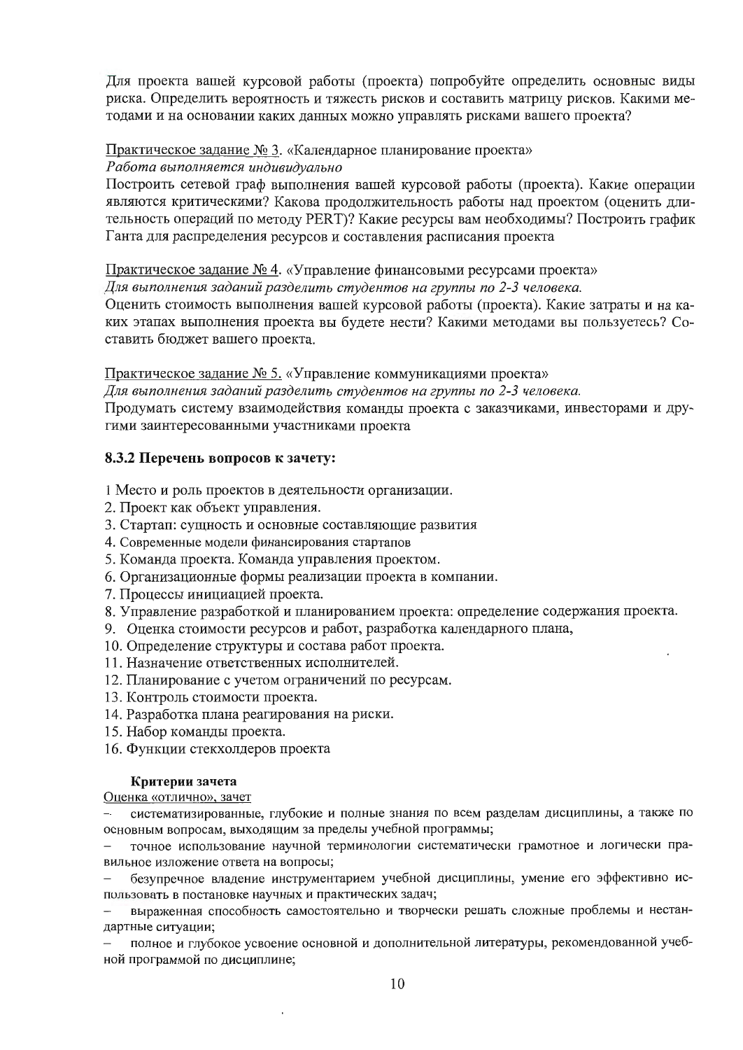Для проекта вашей курсовой работы (проекта) попробуйте определить основные виды риска. Определить вероятность и тяжесть рисков и составить матрицу рисков. Какими методами и на основании каких данных можно управлять рисками вашего проекта?

Практическое задание № 3. «Календарное планирование проекта»

*Работа выполняется индивидуально*

Построить сетевой граф выполнения вашей курсовой работы (проекта). Какие операции являются критическими? Какова продолжительность работы над проектом (оценить длительность операций по методу PERT)? Какие ресурсы вам необходимы? Построить график Ганта для распределения ресурсов и составления расписания проекта

Практическое задание № 4. «Управление финансовыми ресурсами проекта»

*Для выполнения заданий разделить студентов на группы по 2-3 человека.*

Оценить стоимость выполнения вашей курсовой работы (проекта). Какие затраты и на каких этапах выполнения проекта вы будете нести? Какими методами вы пользуетесь? Составить бюджет вашего проекта.

Практическое задание № 5. «Управление коммуникациями проекта»

*Для выполнения заданий разделить студентов на группы по 2-3 человека.*

Продумать систему взаимодействия команды проекта с заказчиками, инвесторами и другими заинтересованными участниками проекта

### 8.3.2 Перечень вопросов к зачету:

1 Место и роль проектов в деятельности организации.
2. Проект как объект управления.
3. Стартап: сущность и основные составляющие развития
4. Современные модели финансирования стартапов
5. Команда проекта. Команда управления проектом.
6. Организационные формы реализации проекта в компании.
7. Процессы инициацией проекта.
8. Управление разработкой и планированием проекта: определение содержания проекта.
9. Оценка стоимости ресурсов и работ, разработка календарного плана,
10. Определение структуры и состава работ проекта.
11. Назначение ответственных исполнителей.
12. Планирование с учетом ограничений по ресурсам.
13. Контроль стоимости проекта.
14. Разработка плана реагирования на риски.
15. Набор команды проекта.
16. Функции стекхолдеров проекта

**Критерии зачета**

Оценка «отлично», зачет

- систематизированные, глубокие и полные знания по всем разделам дисциплины, а также по основным вопросам, выходящим за пределы учебной программы;
- точное использование научной терминологии систематически грамотное и логически правильное изложение ответа на вопросы;
- безупречное владение инструментарием учебной дисциплины, умение его эффективно использовать в постановке научных и практических задач;
- выраженная способность самостоятельно и творчески решать сложные проблемы и нестандартные ситуации;
- полное и глубокое усвоение основной и дополнительной литературы, рекомендованной учебной программой по дисциплине;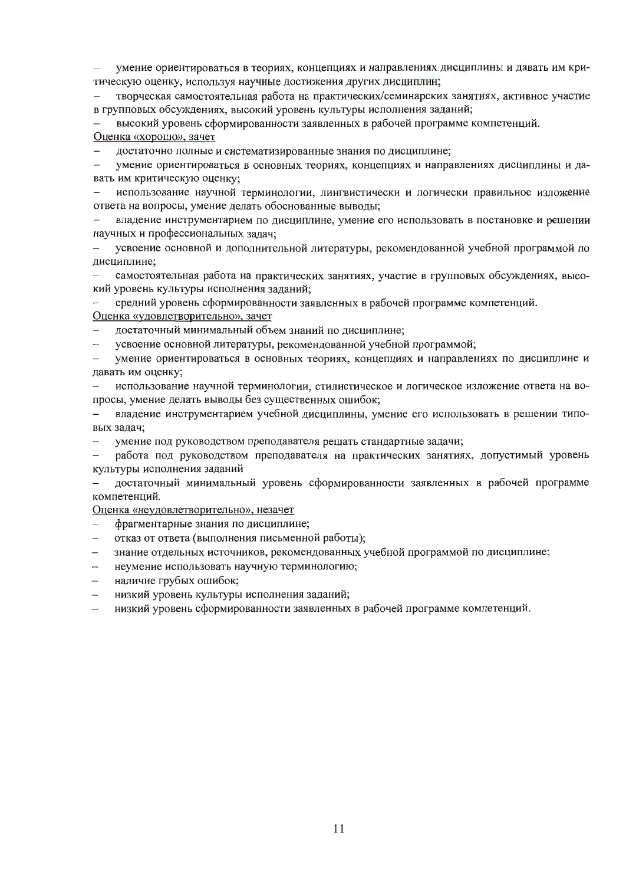- умение ориентироваться в теориях, концепциях и направлениях дисциплины и давать им критическую оценку, используя научные достижения других дисциплин;
- творческая самостоятельная работа на практических/семинарских занятиях, активное участие в групповых обсуждениях, высокий уровень культуры исполнения заданий;
- высокий уровень сформированности заявленных в рабочей программе компетенций.

Оценка «хорошо», зачет

- достаточно полные и систематизированные знания по дисциплине;
- умение ориентироваться в основных теориях, концепциях и направлениях дисциплины и давать им критическую оценку;
- использование научной терминологии, лингвистически и логически правильное изложение ответа на вопросы, умение делать обоснованные выводы;
- владение инструментарием по дисциплине, умение его использовать в постановке и решении научных и профессиональных задач;
- усвоение основной и дополнительной литературы, рекомендованной учебной программой по дисциплине;
- самостоятельная работа на практических занятиях, участие в групповых обсуждениях, высокий уровень культуры исполнения заданий;
- средний уровень сформированности заявленных в рабочей программе компетенций.

Оценка «удовлетворительно», зачет

- достаточный минимальный объем знаний по дисциплине;
- усвоение основной литературы, рекомендованной учебной программой;
- умение ориентироваться в основных теориях, концепциях и направлениях по дисциплине и давать им оценку;
- использование научной терминологии, стилистическое и логическое изложение ответа на вопросы, умение делать выводы без существенных ошибок;
- владение инструментарием учебной дисциплины, умение его использовать в решении типовых задач;
- умение под руководством преподавателя решать стандартные задачи;
- работа под руководством преподавателя на практических занятиях, допустимый уровень культуры исполнения заданий
- достаточный минимальный уровень сформированности заявленных в рабочей программе компетенций.

Оценка «неудовлетворительно», незачет

- фрагментарные знания по дисциплине;
- отказ от ответа (выполнения письменной работы);
- знание отдельных источников, рекомендованных учебной программой по дисциплине;
- неумение использовать научную терминологию;
- наличие грубых ошибок;
- низкий уровень культуры исполнения заданий;
- низкий уровень сформированности заявленных в рабочей программе компетенций.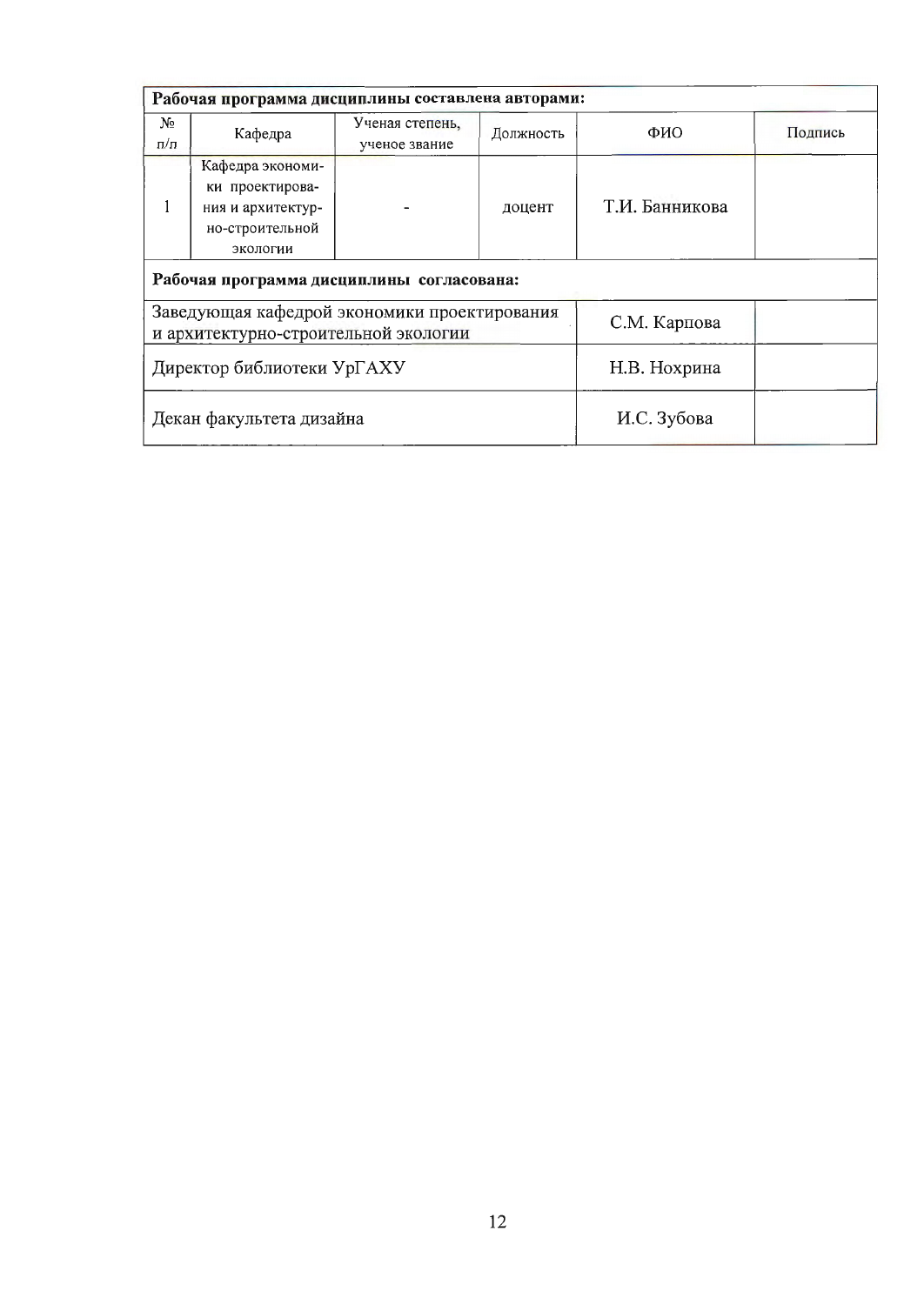| **Рабочая программа дисциплины составлена авторами:** | | | | | |
|---|---|---|---|---|---|
| № п/п | Кафедра | Ученая степень, ученое звание | Должность | ФИО | Подпись |
| 1 | Кафедра экономики проектирования и архитектурно-строительной экологии | - | доцент | Т.И. Банникова | |
| **Рабочая программа дисциплины согласована:** | | | | | |
| Заведующая кафедрой экономики проектирования и архитектурно-строительной экологии | | | | С.М. Карпова | |
| Директор библиотеки УрГАХУ | | | | Н.В. Нохрина | |
| Декан факультета дизайна | | | | И.С. Зубова | |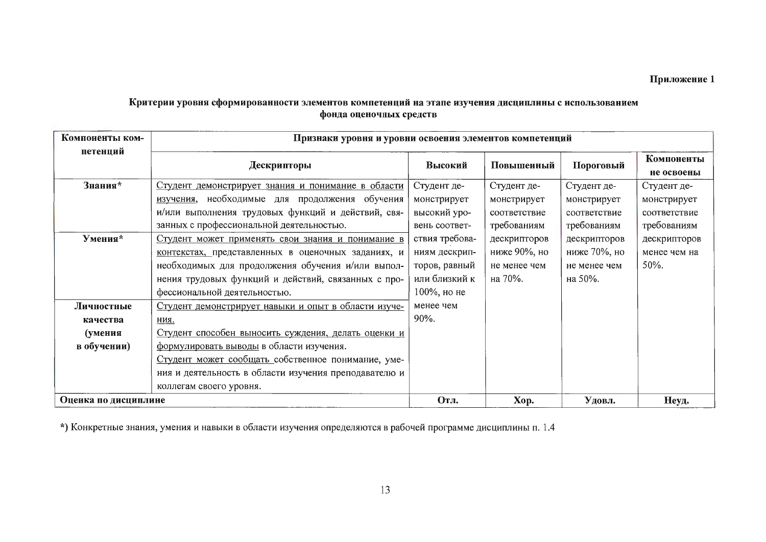**Приложение 1**

**Критерии уровня сформированности элементов компетенций на этапе изучения дисциплины с использованием фонда оценочных средств**

| Компоненты компетенций | Признаки уровня и уровни освоения элементов компетенций | | | | |
|---|---|---|---|---|---|
| | **Дескрипторы** | **Высокий** | **Повышенный** | **Пороговый** | **Компоненты не освоены** |
| **Знания*** | Студент демонстрирует знания и понимание в области изучения, необходимые для продолжения обучения и/или выполнения трудовых функций и действий, связанных с профессиональной деятельностью. | Студент демонстрирует высокий уровень соответствия требованиям дескрипторов, равный или близкий к 100%, но не менее чем 90%. | Студент демонстрирует соответствие требованиям дескрипторов ниже 90%, но не менее чем на 70%. | Студент демонстрирует соответствие требованиям дескрипторов ниже 70%, но не менее чем на 50%. | Студент демонстрирует соответствие требованиям дескрипторов менее чем на 50%. |
| **Умения*** | Студент может применять свои знания и понимание в контекстах, представленных в оценочных заданиях, и необходимых для продолжения обучения и/или выполнения трудовых функций и действий, связанных с профессиональной деятельностью. | | | | |
| **Личностные качества (умения в обучении)** | Студент демонстрирует навыки и опыт в области изучения. Студент способен выносить суждения, делать оценки и формулировать выводы в области изучения. Студент может сообщать собственное понимание, умения и деятельность в области изучения преподавателю и коллегам своего уровня. | | | | |
| **Оценка по дисциплине** | | **Отл.** | **Хор.** | **Удовл.** | **Неуд.** |

*) Конкретные знания, умения и навыки в области изучения определяются в рабочей программе дисциплины п. 1.4